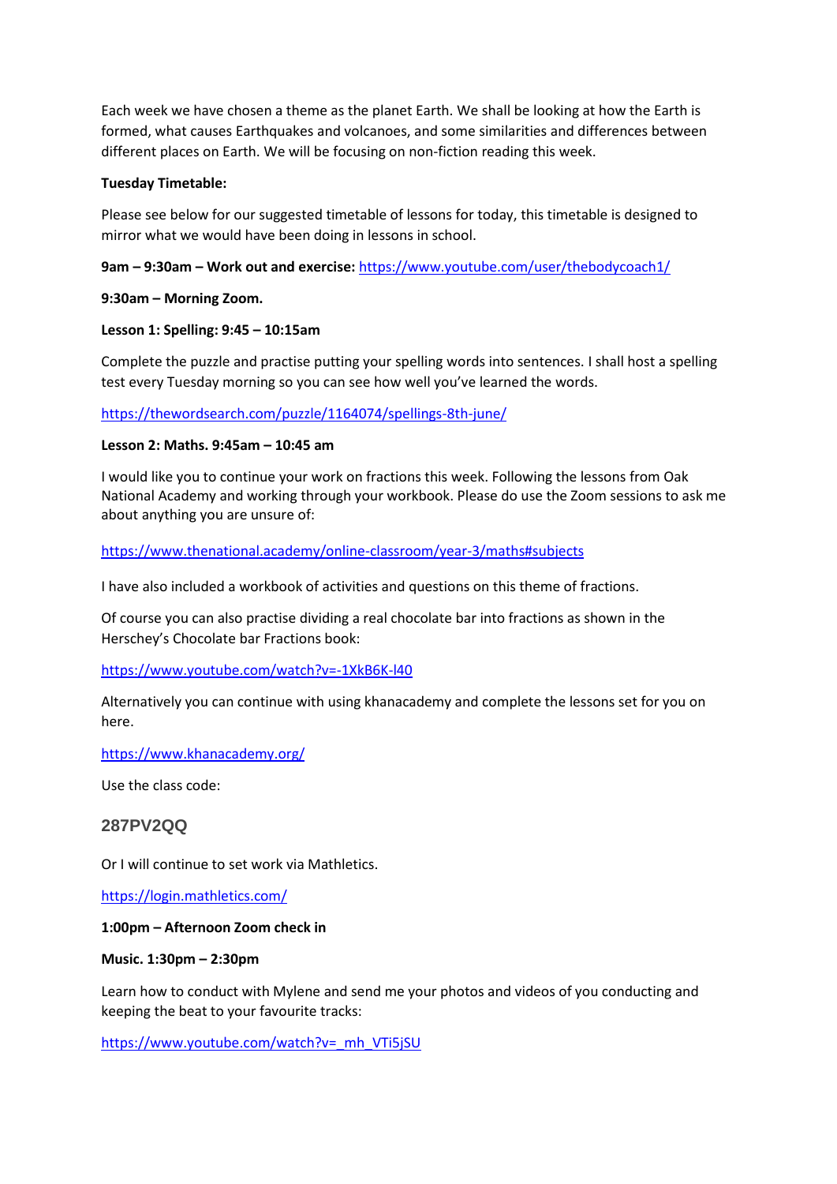Each week we have chosen a theme as the planet Earth. We shall be looking at how the Earth is formed, what causes Earthquakes and volcanoes, and some similarities and differences between different places on Earth. We will be focusing on non-fiction reading this week.

**Tuesday Timetable:**

Please see below for our suggested timetable of lessons for today, this timetable is designed to mirror what we would have been doing in lessons in school.

**9am – 9:30am – Work out and exercise:** https://www.youtube.com/user/thebodycoach1/

**9:30am – Morning Zoom.**

**Lesson 1: Spelling: 9:45 – 10:15am**

Complete the puzzle and practise putting your spelling words into sentences. I shall host a spelling test every Tuesday morning so you can see how well you've learned the words.

https://thewordsearch.com/puzzle/1164074/spellings-8th-june/

**Lesson 2: Maths. 9:45am – 10:45 am**

I would like you to continue your work on fractions this week. Following the lessons from Oak National Academy and working through your workbook. Please do use the Zoom sessions to ask me about anything you are unsure of:

https://www.thenational.academy/online-classroom/year-3/maths#subjects

I have also included a workbook of activities and questions on this theme of fractions.

Of course you can also practise dividing a real chocolate bar into fractions as shown in the Herschey's Chocolate bar Fractions book:

https://www.youtube.com/watch?v=-1XkB6K-l40

Alternatively you can continue with using khanacademy and complete the lessons set for you on here.

https://www.khanacademy.org/

Use the class code:

**287PV2QQ**

Or I will continue to set work via Mathletics.

https://login.mathletics.com/

**1:00pm – Afternoon Zoom check in**

**Music. 1:30pm – 2:30pm**

Learn how to conduct with Mylene and send me your photos and videos of you conducting and keeping the beat to your favourite tracks:

https://www.youtube.com/watch?v=_mh_VTi5jSU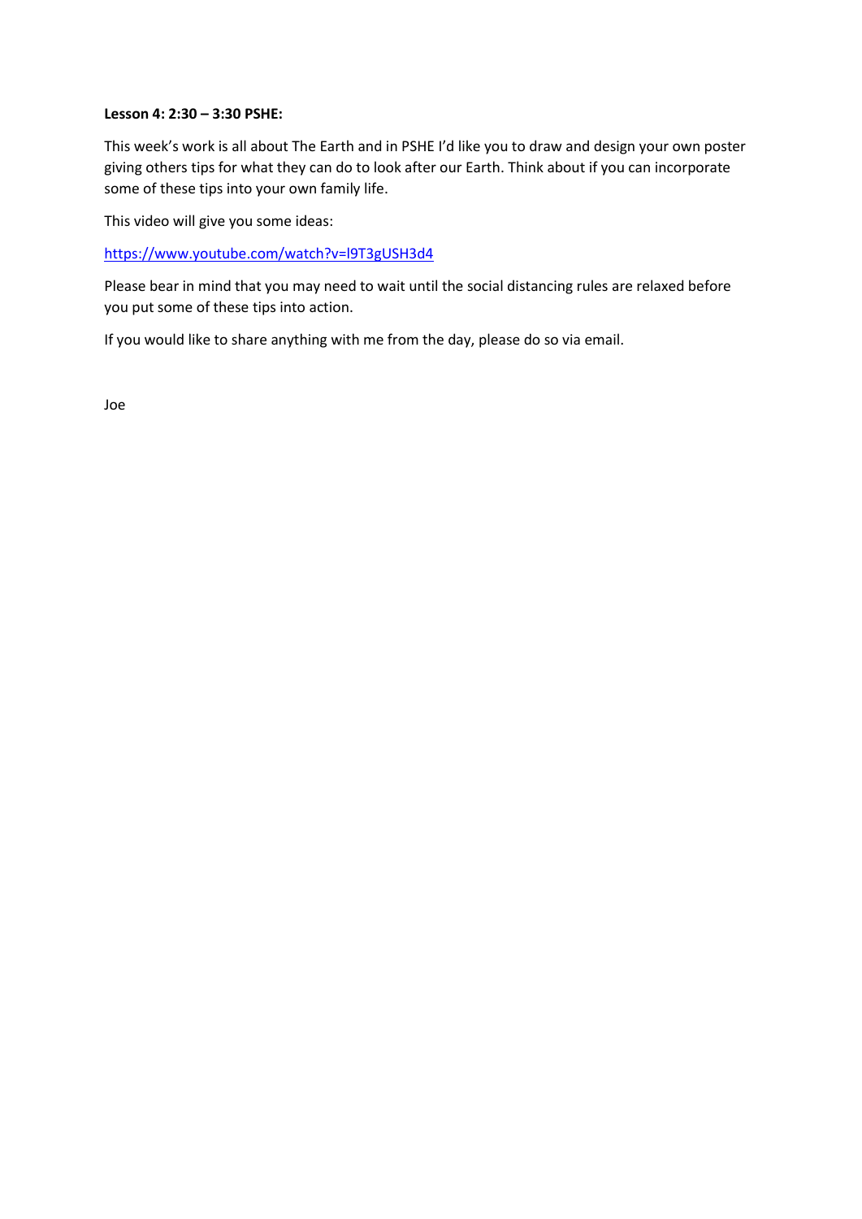**Lesson 4: 2:30 – 3:30 PSHE:**

This week's work is all about The Earth and in PSHE I'd like you to draw and design your own poster giving others tips for what they can do to look after our Earth. Think about if you can incorporate some of these tips into your own family life.

This video will give you some ideas:

https://www.youtube.com/watch?v=l9T3gUSH3d4

Please bear in mind that you may need to wait until the social distancing rules are relaxed before you put some of these tips into action.

If you would like to share anything with me from the day, please do so via email.

Joe